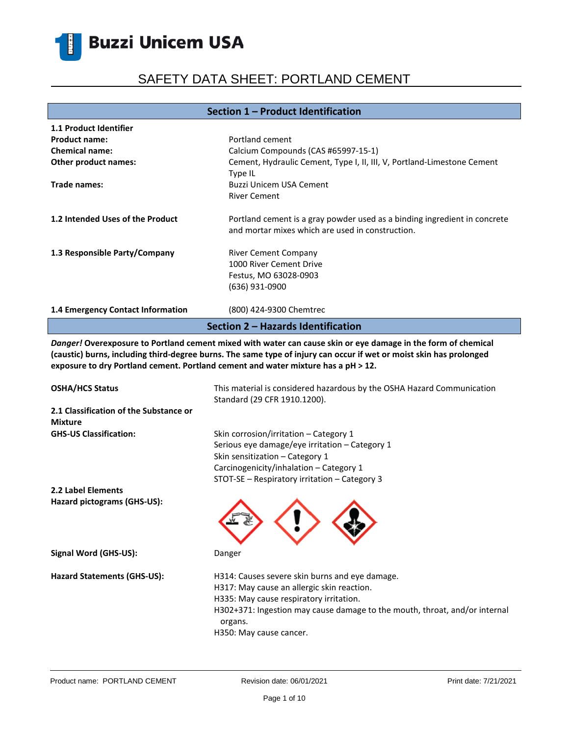Buzzi Unicem USA

# SAFETY DATA SHEET: PORTLAND CEMENT

## Section 1 – Product Identification

**1.1 Product Identifier**

| | |
|---|---|
| **Product name:** | Portland cement |
| **Chemical name:** | Calcium Compounds (CAS #65997-15-1) |
| **Other product names:** | Cement, Hydraulic Cement, Type I, II, III, V, Portland-Limestone Cement Type IL |
| **Trade names:** | Buzzi Unicem USA Cement<br>River Cement |
| **1.2 Intended Uses of the Product** | Portland cement is a gray powder used as a binding ingredient in concrete and mortar mixes which are used in construction. |
| **1.3 Responsible Party/Company** | River Cement Company<br>1000 River Cement Drive<br>Festus, MO 63028-0903<br>(636) 931-0900 |
| **1.4 Emergency Contact Information** | (800) 424-9300 Chemtrec |

## Section 2 – Hazards Identification

***Danger!* Overexposure to Portland cement mixed with water can cause skin or eye damage in the form of chemical (caustic) burns, including third-degree burns. The same type of injury can occur if wet or moist skin has prolonged exposure to dry Portland cement. Portland cement and water mixture has a pH > 12.**

**OSHA/HCS Status** — This material is considered hazardous by the OSHA Hazard Communication Standard (29 CFR 1910.1200).

**2.1 Classification of the Substance or Mixture**

**GHS-US Classification:**

- Skin corrosion/irritation – Category 1
- Serious eye damage/eye irritation – Category 1
- Skin sensitization – Category 1
- Carcinogenicity/inhalation – Category 1
- STOT-SE – Respiratory irritation – Category 3

**2.2 Label Elements**

**Hazard pictograms (GHS-US):**

**Signal Word (GHS-US):** Danger

**Hazard Statements (GHS-US):**

- H314: Causes severe skin burns and eye damage.
- H317: May cause an allergic skin reaction.
- H335: May cause respiratory irritation.
- H302+371: Ingestion may cause damage to the mouth, throat, and/or internal organs.
- H350: May cause cancer.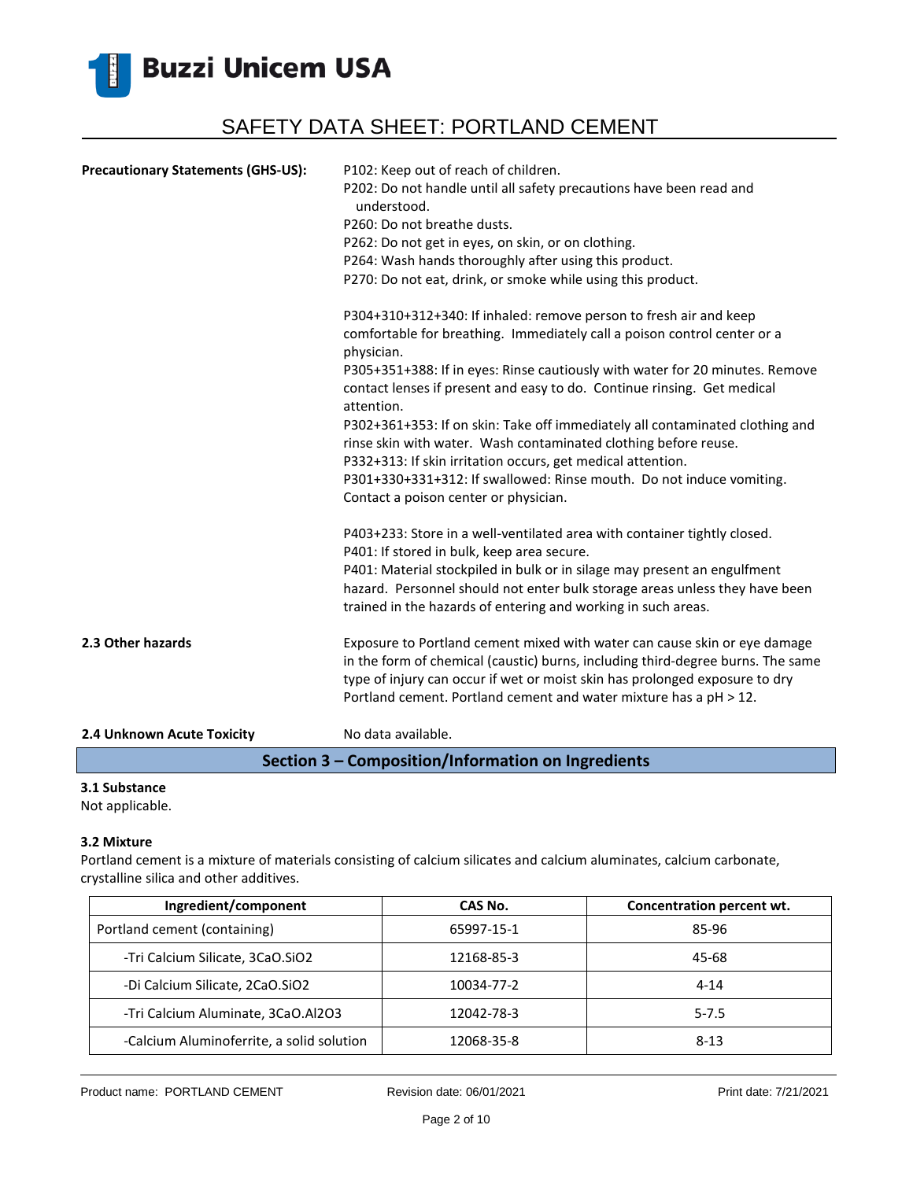**Precautionary Statements (GHS-US):**

P102: Keep out of reach of children.
P202: Do not handle until all safety precautions have been read and understood.
P260: Do not breathe dusts.
P262: Do not get in eyes, on skin, or on clothing.
P264: Wash hands thoroughly after using this product.
P270: Do not eat, drink, or smoke while using this product.

P304+310+312+340: If inhaled: remove person to fresh air and keep comfortable for breathing. Immediately call a poison control center or a physician.
P305+351+388: If in eyes: Rinse cautiously with water for 20 minutes. Remove contact lenses if present and easy to do. Continue rinsing. Get medical attention.
P302+361+353: If on skin: Take off immediately all contaminated clothing and rinse skin with water. Wash contaminated clothing before reuse.
P332+313: If skin irritation occurs, get medical attention.
P301+330+331+312: If swallowed: Rinse mouth. Do not induce vomiting. Contact a poison center or physician.

P403+233: Store in a well-ventilated area with container tightly closed.
P401: If stored in bulk, keep area secure.
P401: Material stockpiled in bulk or in silage may present an engulfment hazard. Personnel should not enter bulk storage areas unless they have been trained in the hazards of entering and working in such areas.

**2.3 Other hazards**

Exposure to Portland cement mixed with water can cause skin or eye damage in the form of chemical (caustic) burns, including third-degree burns. The same type of injury can occur if wet or moist skin has prolonged exposure to dry Portland cement. Portland cement and water mixture has a pH > 12.

**2.4 Unknown Acute Toxicity**

No data available.

## Section 3 – Composition/Information on Ingredients

**3.1 Substance**

Not applicable.

**3.2 Mixture**

Portland cement is a mixture of materials consisting of calcium silicates and calcium aluminates, calcium carbonate, crystalline silica and other additives.

| Ingredient/component | CAS No. | Concentration percent wt. |
|---|---|---|
| Portland cement (containing) | 65997-15-1 | 85-96 |
| -Tri Calcium Silicate, $3CaO.SiO_2$ | 12168-85-3 | 45-68 |
| -Di Calcium Silicate, $2CaO.SiO_2$ | 10034-77-2 | 4-14 |
| -Tri Calcium Aluminate, $3CaO.Al_2O_3$ | 12042-78-3 | 5-7.5 |
| -Calcium Aluminoferrite, a solid solution | 12068-35-8 | 8-13 |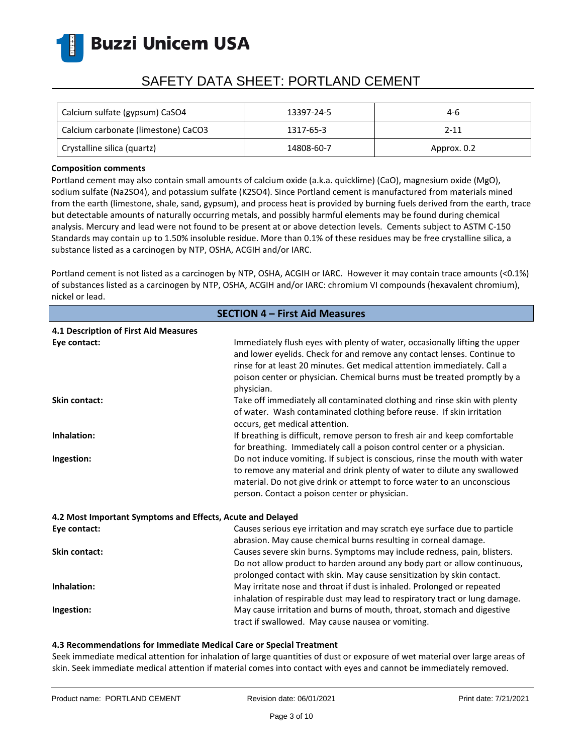| Calcium sulfate (gypsum) $CaSO_4$ | 13397-24-5 | 4-6 |
|---|---|---|
| Calcium carbonate (limestone) $CaCO_3$ | 1317-65-3 | 2-11 |
| Crystalline silica (quartz) | 14808-60-7 | Approx. 0.2 |

**Composition comments**

Portland cement may also contain small amounts of calcium oxide (a.k.a. quicklime) (CaO), magnesium oxide (MgO), sodium sulfate ($Na_2SO_4$), and potassium sulfate ($K_2SO_4$). Since Portland cement is manufactured from materials mined from the earth (limestone, shale, sand, gypsum), and process heat is provided by burning fuels derived from the earth, trace but detectable amounts of naturally occurring metals, and possibly harmful elements may be found during chemical analysis. Mercury and lead were not found to be present at or above detection levels. Cements subject to ASTM C-150 Standards may contain up to 1.50% insoluble residue. More than 0.1% of these residues may be free crystalline silica, a substance listed as a carcinogen by NTP, OSHA, ACGIH and/or IARC.

Portland cement is not listed as a carcinogen by NTP, OSHA, ACGIH or IARC. However it may contain trace amounts (<0.1%) of substances listed as a carcinogen by NTP, OSHA, ACGIH and/or IARC: chromium VI compounds (hexavalent chromium), nickel or lead.

## SECTION 4 – First Aid Measures

**4.1 Description of First Aid Measures**

**Eye contact:** Immediately flush eyes with plenty of water, occasionally lifting the upper and lower eyelids. Check for and remove any contact lenses. Continue to rinse for at least 20 minutes. Get medical attention immediately. Call a poison center or physician. Chemical burns must be treated promptly by a physician.

**Skin contact:** Take off immediately all contaminated clothing and rinse skin with plenty of water. Wash contaminated clothing before reuse. If skin irritation occurs, get medical attention.

**Inhalation:** If breathing is difficult, remove person to fresh air and keep comfortable for breathing. Immediately call a poison control center or a physician.

**Ingestion:** Do not induce vomiting. If subject is conscious, rinse the mouth with water to remove any material and drink plenty of water to dilute any swallowed material. Do not give drink or attempt to force water to an unconscious person. Contact a poison center or physician.

**4.2 Most Important Symptoms and Effects, Acute and Delayed**

**Eye contact:** Causes serious eye irritation and may scratch eye surface due to particle abrasion. May cause chemical burns resulting in corneal damage.

**Skin contact:** Causes severe skin burns. Symptoms may include redness, pain, blisters. Do not allow product to harden around any body part or allow continuous, prolonged contact with skin. May cause sensitization by skin contact.

**Inhalation:** May irritate nose and throat if dust is inhaled. Prolonged or repeated inhalation of respirable dust may lead to respiratory tract or lung damage.

**Ingestion:** May cause irritation and burns of mouth, throat, stomach and digestive tract if swallowed. May cause nausea or vomiting.

**4.3 Recommendations for Immediate Medical Care or Special Treatment**

Seek immediate medical attention for inhalation of large quantities of dust or exposure of wet material over large areas of skin. Seek immediate medical attention if material comes into contact with eyes and cannot be immediately removed.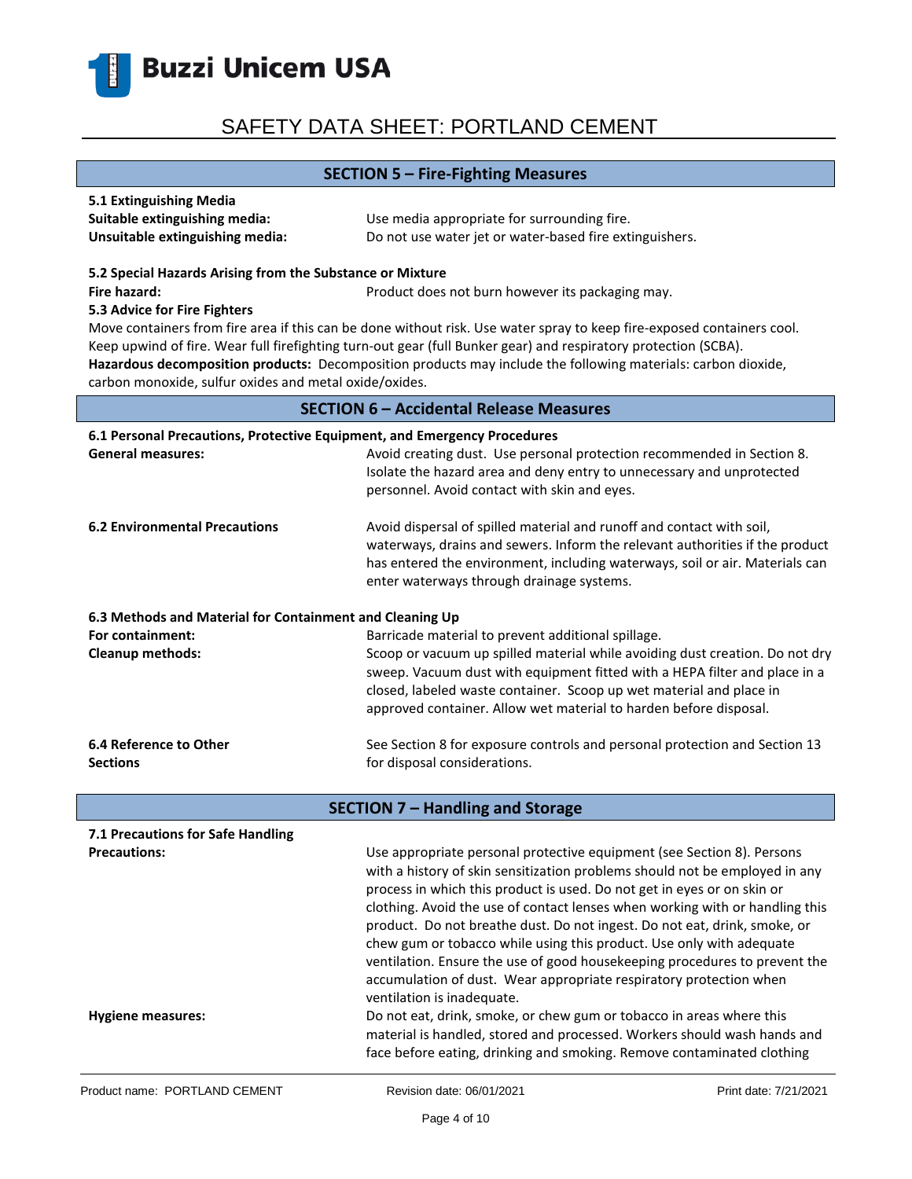## SECTION 5 – Fire-Fighting Measures

**5.1 Extinguishing Media**

**Suitable extinguishing media:** Use media appropriate for surrounding fire.

**Unsuitable extinguishing media:** Do not use water jet or water-based fire extinguishers.

**5.2 Special Hazards Arising from the Substance or Mixture**

**Fire hazard:** Product does not burn however its packaging may.

**5.3 Advice for Fire Fighters**

Move containers from fire area if this can be done without risk. Use water spray to keep fire-exposed containers cool. Keep upwind of fire. Wear full firefighting turn-out gear (full Bunker gear) and respiratory protection (SCBA).

**Hazardous decomposition products:** Decomposition products may include the following materials: carbon dioxide, carbon monoxide, sulfur oxides and metal oxide/oxides.

## SECTION 6 – Accidental Release Measures

**6.1 Personal Precautions, Protective Equipment, and Emergency Procedures**

**General measures:** Avoid creating dust. Use personal protection recommended in Section 8. Isolate the hazard area and deny entry to unnecessary and unprotected personnel. Avoid contact with skin and eyes.

**6.2 Environmental Precautions** Avoid dispersal of spilled material and runoff and contact with soil, waterways, drains and sewers. Inform the relevant authorities if the product has entered the environment, including waterways, soil or air. Materials can enter waterways through drainage systems.

**6.3 Methods and Material for Containment and Cleaning Up**

**For containment:** Barricade material to prevent additional spillage.

**Cleanup methods:** Scoop or vacuum up spilled material while avoiding dust creation. Do not dry sweep. Vacuum dust with equipment fitted with a HEPA filter and place in a closed, labeled waste container. Scoop up wet material and place in approved container. Allow wet material to harden before disposal.

**6.4 Reference to Other Sections** See Section 8 for exposure controls and personal protection and Section 13 for disposal considerations.

## SECTION 7 – Handling and Storage

**7.1 Precautions for Safe Handling**

**Precautions:** Use appropriate personal protective equipment (see Section 8). Persons with a history of skin sensitization problems should not be employed in any process in which this product is used. Do not get in eyes or on skin or clothing. Avoid the use of contact lenses when working with or handling this product. Do not breathe dust. Do not ingest. Do not eat, drink, smoke, or chew gum or tobacco while using this product. Use only with adequate ventilation. Ensure the use of good housekeeping procedures to prevent the accumulation of dust. Wear appropriate respiratory protection when ventilation is inadequate.

**Hygiene measures:** Do not eat, drink, smoke, or chew gum or tobacco in areas where this material is handled, stored and processed. Workers should wash hands and face before eating, drinking and smoking. Remove contaminated clothing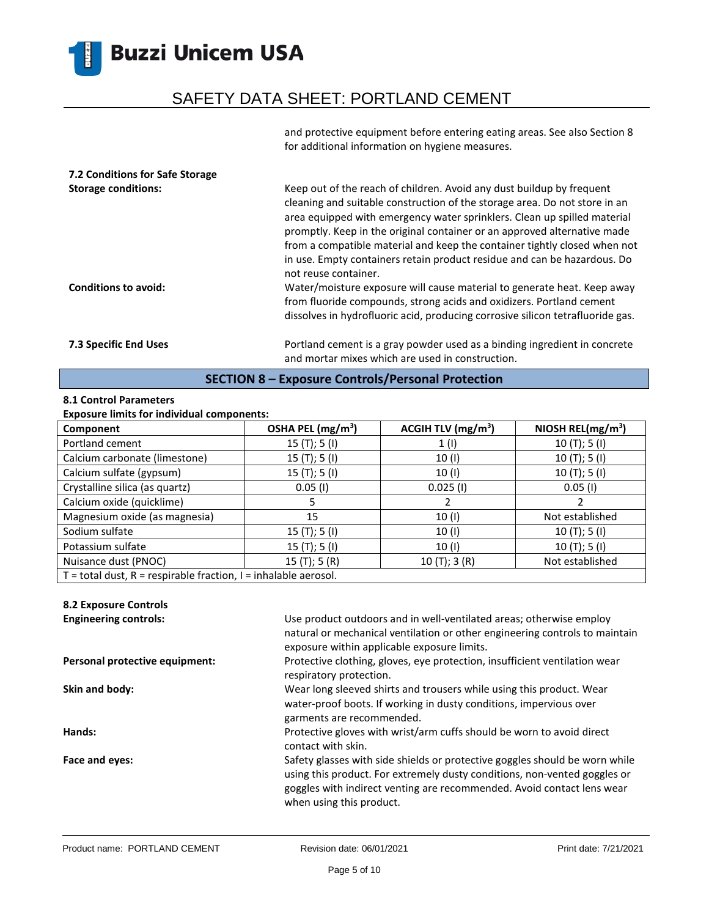and protective equipment before entering eating areas. See also Section 8 for additional information on hygiene measures.

**7.2 Conditions for Safe Storage**

**Storage conditions:** Keep out of the reach of children. Avoid any dust buildup by frequent cleaning and suitable construction of the storage area. Do not store in an area equipped with emergency water sprinklers. Clean up spilled material promptly. Keep in the original container or an approved alternative made from a compatible material and keep the container tightly closed when not in use. Empty containers retain product residue and can be hazardous. Do not reuse container.

**Conditions to avoid:** Water/moisture exposure will cause material to generate heat. Keep away from fluoride compounds, strong acids and oxidizers. Portland cement dissolves in hydrofluoric acid, producing corrosive silicon tetrafluoride gas.

**7.3 Specific End Uses** Portland cement is a gray powder used as a binding ingredient in concrete and mortar mixes which are used in construction.

## SECTION 8 – Exposure Controls/Personal Protection

**8.1 Control Parameters**

**Exposure limits for individual components:**

| Component | OSHA PEL (mg/m$^3$) | ACGIH TLV (mg/m$^3$) | NIOSH REL(mg/m$^3$) |
|---|---|---|---|
| Portland cement | 15 (T); 5 (I) | 1 (I) | 10 (T); 5 (I) |
| Calcium carbonate (limestone) | 15 (T); 5 (I) | 10 (I) | 10 (T); 5 (I) |
| Calcium sulfate (gypsum) | 15 (T); 5 (I) | 10 (I) | 10 (T); 5 (I) |
| Crystalline silica (as quartz) | 0.05 (I) | 0.025 (I) | 0.05 (I) |
| Calcium oxide (quicklime) | 5 | 2 | 2 |
| Magnesium oxide (as magnesia) | 15 | 10 (I) | Not established |
| Sodium sulfate | 15 (T); 5 (I) | 10 (I) | 10 (T); 5 (I) |
| Potassium sulfate | 15 (T); 5 (I) | 10 (I) | 10 (T); 5 (I) |
| Nuisance dust (PNOC) | 15 (T); 5 (R) | 10 (T); 3 (R) | Not established |
| T = total dust, R = respirable fraction, I = inhalable aerosol. | | | |

**8.2 Exposure Controls**

**Engineering controls:** Use product outdoors and in well-ventilated areas; otherwise employ natural or mechanical ventilation or other engineering controls to maintain exposure within applicable exposure limits.

**Personal protective equipment:** Protective clothing, gloves, eye protection, insufficient ventilation wear respiratory protection.

**Skin and body:** Wear long sleeved shirts and trousers while using this product. Wear water-proof boots. If working in dusty conditions, impervious over garments are recommended.

**Hands:** Protective gloves with wrist/arm cuffs should be worn to avoid direct contact with skin.

**Face and eyes:** Safety glasses with side shields or protective goggles should be worn while using this product. For extremely dusty conditions, non-vented goggles or goggles with indirect venting are recommended. Avoid contact lens wear when using this product.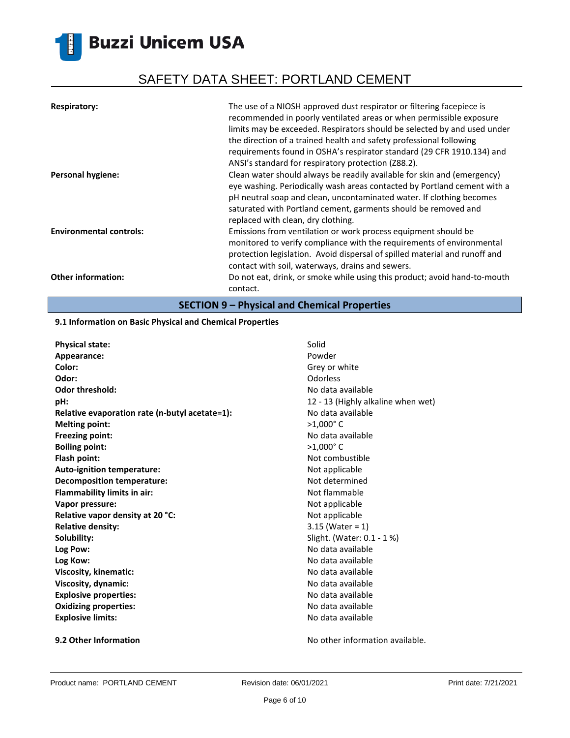| | |
|---|---|
| **Respiratory:** | The use of a NIOSH approved dust respirator or filtering facepiece is recommended in poorly ventilated areas or when permissible exposure limits may be exceeded. Respirators should be selected by and used under the direction of a trained health and safety professional following requirements found in OSHA's respirator standard (29 CFR 1910.134) and ANSI's standard for respiratory protection (Z88.2). |
| **Personal hygiene:** | Clean water should always be readily available for skin and (emergency) eye washing. Periodically wash areas contacted by Portland cement with a pH neutral soap and clean, uncontaminated water. If clothing becomes saturated with Portland cement, garments should be removed and replaced with clean, dry clothing. |
| **Environmental controls:** | Emissions from ventilation or work process equipment should be monitored to verify compliance with the requirements of environmental protection legislation. Avoid dispersal of spilled material and runoff and contact with soil, waterways, drains and sewers. |
| **Other information:** | Do not eat, drink, or smoke while using this product; avoid hand-to-mouth contact. |

## SECTION 9 – Physical and Chemical Properties

### 9.1 Information on Basic Physical and Chemical Properties

| | |
|---|---|
| **Physical state:** | Solid |
| **Appearance:** | Powder |
| **Color:** | Grey or white |
| **Odor:** | Odorless |
| **Odor threshold:** | No data available |
| **pH:** | 12 - 13 (Highly alkaline when wet) |
| **Relative evaporation rate (n-butyl acetate=1):** | No data available |
| **Melting point:** | >1,000° C |
| **Freezing point:** | No data available |
| **Boiling point:** | >1,000° C |
| **Flash point:** | Not combustible |
| **Auto-ignition temperature:** | Not applicable |
| **Decomposition temperature:** | Not determined |
| **Flammability limits in air:** | Not flammable |
| **Vapor pressure:** | Not applicable |
| **Relative vapor density at 20 °C:** | Not applicable |
| **Relative density:** | 3.15 (Water = 1) |
| **Solubility:** | Slight. (Water: 0.1 - 1 %) |
| **Log Pow:** | No data available |
| **Log Kow:** | No data available |
| **Viscosity, kinematic:** | No data available |
| **Viscosity, dynamic:** | No data available |
| **Explosive properties:** | No data available |
| **Oxidizing properties:** | No data available |
| **Explosive limits:** | No data available |

### 9.2 Other Information

No other information available.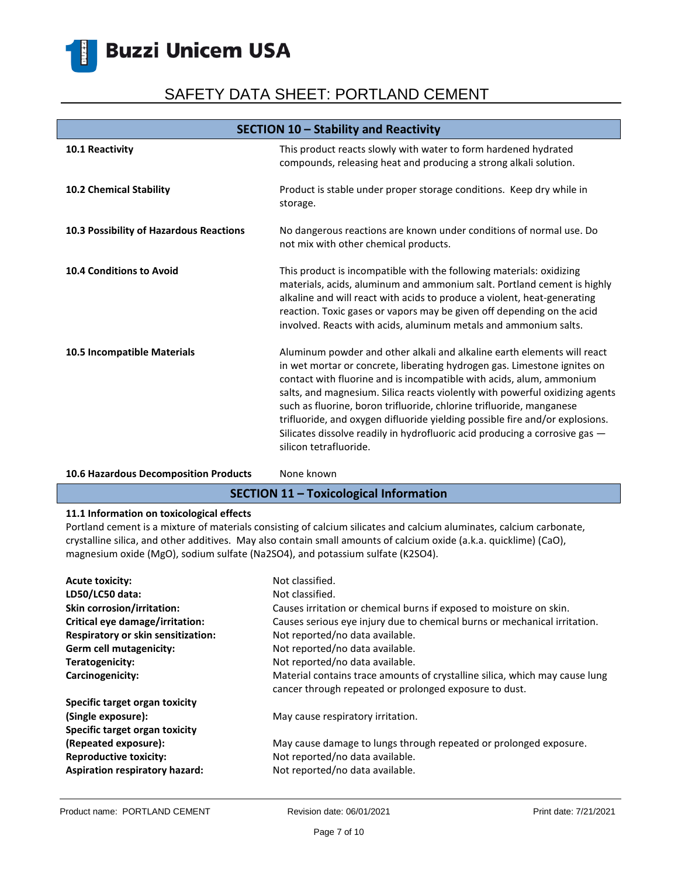## SECTION 10 – Stability and Reactivity

| | |
|---|---|
| **10.1 Reactivity** | This product reacts slowly with water to form hardened hydrated compounds, releasing heat and producing a strong alkali solution. |
| **10.2 Chemical Stability** | Product is stable under proper storage conditions. Keep dry while in storage. |
| **10.3 Possibility of Hazardous Reactions** | No dangerous reactions are known under conditions of normal use. Do not mix with other chemical products. |
| **10.4 Conditions to Avoid** | This product is incompatible with the following materials: oxidizing materials, acids, aluminum and ammonium salt. Portland cement is highly alkaline and will react with acids to produce a violent, heat-generating reaction. Toxic gases or vapors may be given off depending on the acid involved. Reacts with acids, aluminum metals and ammonium salts. |
| **10.5 Incompatible Materials** | Aluminum powder and other alkali and alkaline earth elements will react in wet mortar or concrete, liberating hydrogen gas. Limestone ignites on contact with fluorine and is incompatible with acids, alum, ammonium salts, and magnesium. Silica reacts violently with powerful oxidizing agents such as fluorine, boron trifluoride, chlorine trifluoride, manganese trifluoride, and oxygen difluoride yielding possible fire and/or explosions. Silicates dissolve readily in hydrofluoric acid producing a corrosive gas — silicon tetrafluoride. |
| **10.6 Hazardous Decomposition Products** | None known |

## SECTION 11 – Toxicological Information

**11.1 Information on toxicological effects**

Portland cement is a mixture of materials consisting of calcium silicates and calcium aluminates, calcium carbonate, crystalline silica, and other additives. May also contain small amounts of calcium oxide (a.k.a. quicklime) ($CaO$), magnesium oxide ($MgO$), sodium sulfate ($Na_2SO_4$), and potassium sulfate ($K_2SO_4$).

| | |
|---|---|
| **Acute toxicity:** | Not classified. |
| **LD50/LC50 data:** | Not classified. |
| **Skin corrosion/irritation:** | Causes irritation or chemical burns if exposed to moisture on skin. |
| **Critical eye damage/irritation:** | Causes serious eye injury due to chemical burns or mechanical irritation. |
| **Respiratory or skin sensitization:** | Not reported/no data available. |
| **Germ cell mutagenicity:** | Not reported/no data available. |
| **Teratogenicity:** | Not reported/no data available. |
| **Carcinogenicity:** | Material contains trace amounts of crystalline silica, which may cause lung cancer through repeated or prolonged exposure to dust. |
| **Specific target organ toxicity (Single exposure):** | May cause respiratory irritation. |
| **Specific target organ toxicity (Repeated exposure):** | May cause damage to lungs through repeated or prolonged exposure. |
| **Reproductive toxicity:** | Not reported/no data available. |
| **Aspiration respiratory hazard:** | Not reported/no data available. |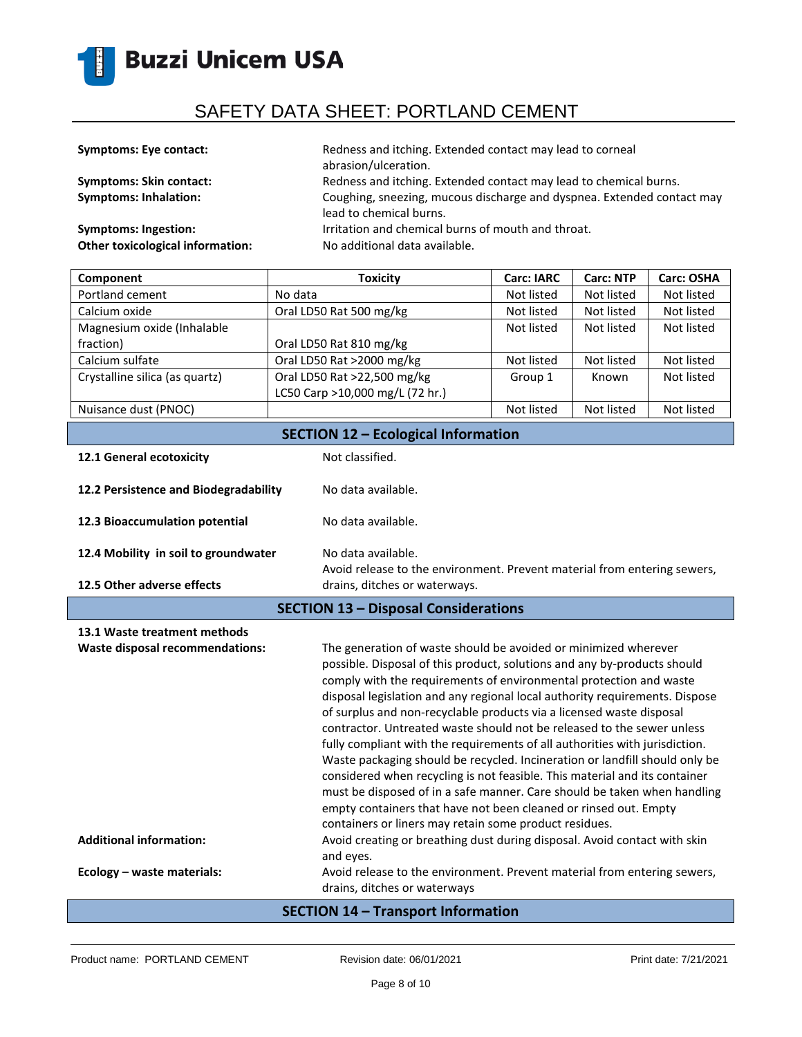**Symptoms: Eye contact:** Redness and itching. Extended contact may lead to corneal abrasion/ulceration.

**Symptoms: Skin contact:** Redness and itching. Extended contact may lead to chemical burns.

**Symptoms: Inhalation:** Coughing, sneezing, mucous discharge and dyspnea. Extended contact may lead to chemical burns.

**Symptoms: Ingestion:** Irritation and chemical burns of mouth and throat.

**Other toxicological information:** No additional data available.

| Component | Toxicity | Carc: IARC | Carc: NTP | Carc: OSHA |
|---|---|---|---|---|
| Portland cement | No data | Not listed | Not listed | Not listed |
| Calcium oxide | Oral LD50 Rat 500 mg/kg | Not listed | Not listed | Not listed |
| Magnesium oxide (Inhalable fraction) | Oral LD50 Rat 810 mg/kg | Not listed | Not listed | Not listed |
| Calcium sulfate | Oral LD50 Rat >2000 mg/kg | Not listed | Not listed | Not listed |
| Crystalline silica (as quartz) | Oral LD50 Rat >22,500 mg/kg<br>LC50 Carp >10,000 mg/L (72 hr.) | Group 1 | Known | Not listed |
| Nuisance dust (PNOC) | | Not listed | Not listed | Not listed |

## SECTION 12 – Ecological Information

**12.1 General ecotoxicity** Not classified.

**12.2 Persistence and Biodegradability** No data available.

**12.3 Bioaccumulation potential** No data available.

**12.4 Mobility in soil to groundwater** No data available.

**12.5 Other adverse effects** Avoid release to the environment. Prevent material from entering sewers, drains, ditches or waterways.

## SECTION 13 – Disposal Considerations

**13.1 Waste treatment methods**

**Waste disposal recommendations:** The generation of waste should be avoided or minimized wherever possible. Disposal of this product, solutions and any by-products should comply with the requirements of environmental protection and waste disposal legislation and any regional local authority requirements. Dispose of surplus and non-recyclable products via a licensed waste disposal contractor. Untreated waste should not be released to the sewer unless fully compliant with the requirements of all authorities with jurisdiction. Waste packaging should be recycled. Incineration or landfill should only be considered when recycling is not feasible. This material and its container must be disposed of in a safe manner. Care should be taken when handling empty containers that have not been cleaned or rinsed out. Empty containers or liners may retain some product residues.

**Additional information:** Avoid creating or breathing dust during disposal. Avoid contact with skin and eyes.

**Ecology – waste materials:** Avoid release to the environment. Prevent material from entering sewers, drains, ditches or waterways

## SECTION 14 – Transport Information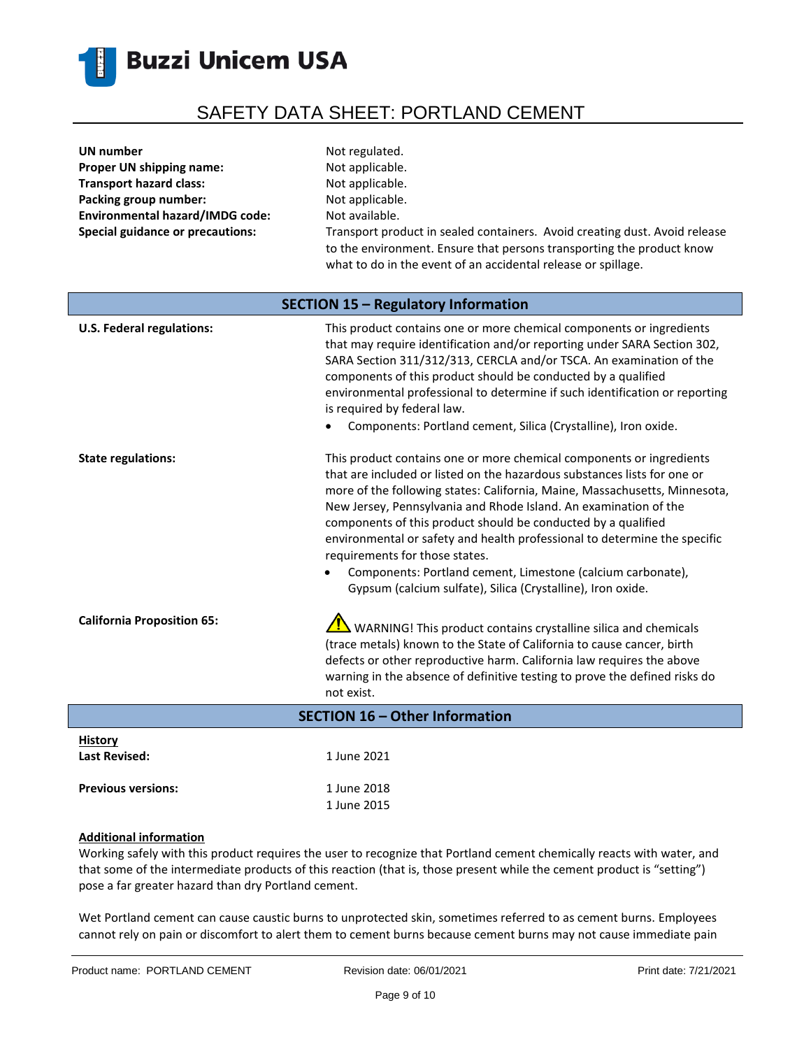| | |
|---|---|
| **UN number** | Not regulated. |
| **Proper UN shipping name:** | Not applicable. |
| **Transport hazard class:** | Not applicable. |
| **Packing group number:** | Not applicable. |
| **Environmental hazard/IMDG code:** | Not available. |
| **Special guidance or precautions:** | Transport product in sealed containers. Avoid creating dust. Avoid release to the environment. Ensure that persons transporting the product know what to do in the event of an accidental release or spillage. |

## SECTION 15 – Regulatory Information

**U.S. Federal regulations:**

This product contains one or more chemical components or ingredients that may require identification and/or reporting under SARA Section 302, SARA Section 311/312/313, CERCLA and/or TSCA. An examination of the components of this product should be conducted by a qualified environmental professional to determine if such identification or reporting is required by federal law.

- Components: Portland cement, Silica (Crystalline), Iron oxide.

**State regulations:**

This product contains one or more chemical components or ingredients that are included or listed on the hazardous substances lists for one or more of the following states: California, Maine, Massachusetts, Minnesota, New Jersey, Pennsylvania and Rhode Island. An examination of the components of this product should be conducted by a qualified environmental or safety and health professional to determine the specific requirements for those states.

- Components: Portland cement, Limestone (calcium carbonate), Gypsum (calcium sulfate), Silica (Crystalline), Iron oxide.

**California Proposition 65:**

⚠ WARNING! This product contains crystalline silica and chemicals (trace metals) known to the State of California to cause cancer, birth defects or other reproductive harm. California law requires the above warning in the absence of definitive testing to prove the defined risks do not exist.

## SECTION 16 – Other Information

**History**

| | |
|---|---|
| **Last Revised:** | 1 June 2021 |
| **Previous versions:** | 1 June 2018<br>1 June 2015 |

**Additional information**

Working safely with this product requires the user to recognize that Portland cement chemically reacts with water, and that some of the intermediate products of this reaction (that is, those present while the cement product is "setting") pose a far greater hazard than dry Portland cement.

Wet Portland cement can cause caustic burns to unprotected skin, sometimes referred to as cement burns. Employees cannot rely on pain or discomfort to alert them to cement burns because cement burns may not cause immediate pain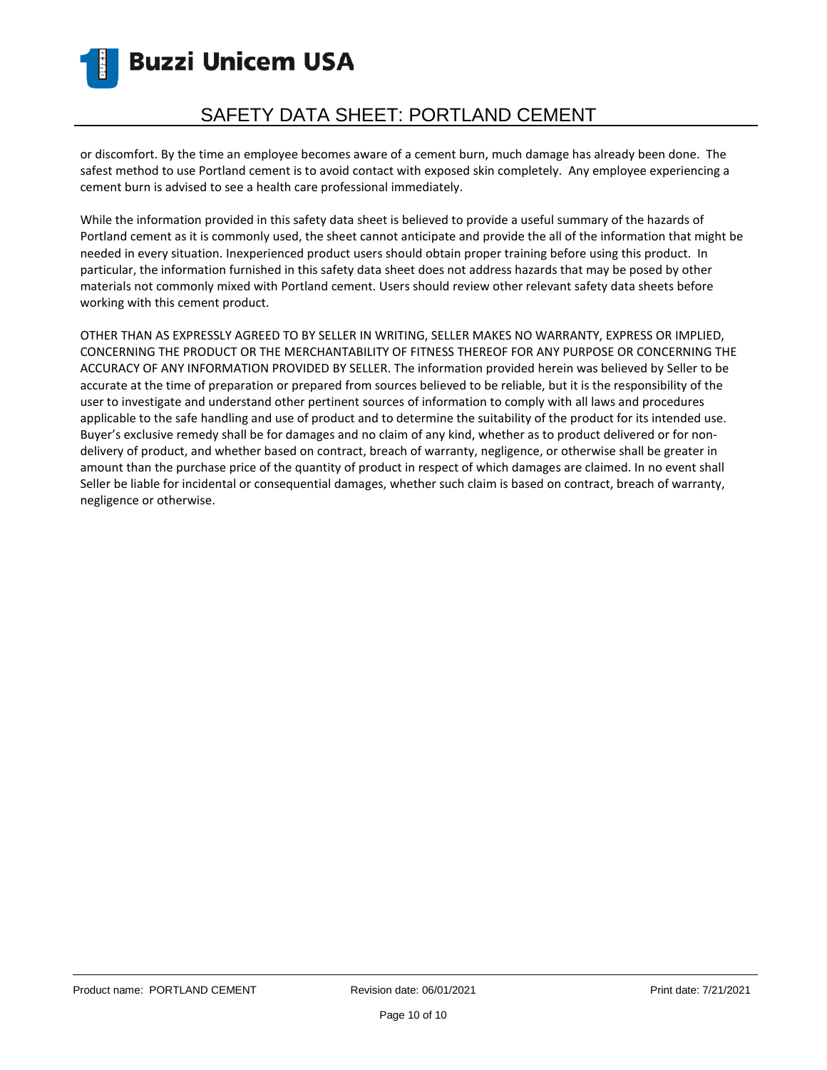or discomfort. By the time an employee becomes aware of a cement burn, much damage has already been done. The safest method to use Portland cement is to avoid contact with exposed skin completely. Any employee experiencing a cement burn is advised to see a health care professional immediately.

While the information provided in this safety data sheet is believed to provide a useful summary of the hazards of Portland cement as it is commonly used, the sheet cannot anticipate and provide the all of the information that might be needed in every situation. Inexperienced product users should obtain proper training before using this product. In particular, the information furnished in this safety data sheet does not address hazards that may be posed by other materials not commonly mixed with Portland cement. Users should review other relevant safety data sheets before working with this cement product.

OTHER THAN AS EXPRESSLY AGREED TO BY SELLER IN WRITING, SELLER MAKES NO WARRANTY, EXPRESS OR IMPLIED, CONCERNING THE PRODUCT OR THE MERCHANTABILITY OF FITNESS THEREOF FOR ANY PURPOSE OR CONCERNING THE ACCURACY OF ANY INFORMATION PROVIDED BY SELLER. The information provided herein was believed by Seller to be accurate at the time of preparation or prepared from sources believed to be reliable, but it is the responsibility of the user to investigate and understand other pertinent sources of information to comply with all laws and procedures applicable to the safe handling and use of product and to determine the suitability of the product for its intended use. Buyer's exclusive remedy shall be for damages and no claim of any kind, whether as to product delivered or for non-delivery of product, and whether based on contract, breach of warranty, negligence, or otherwise shall be greater in amount than the purchase price of the quantity of product in respect of which damages are claimed. In no event shall Seller be liable for incidental or consequential damages, whether such claim is based on contract, breach of warranty, negligence or otherwise.